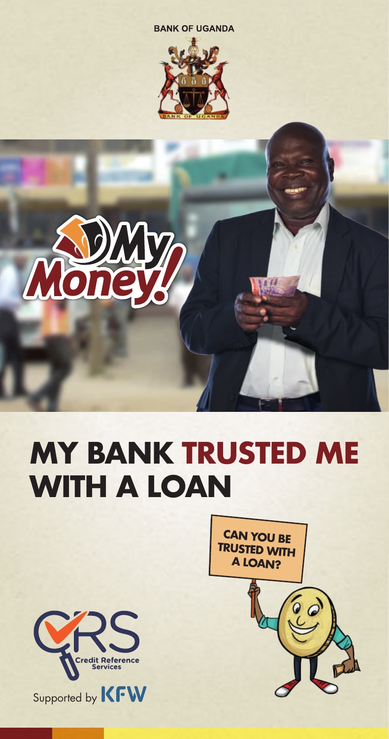BANK OF UGANDA

My Money!

# MY BANK TRUSTED ME WITH A LOAN

CAN YOU BE TRUSTED WITH A LOAN?

CRS Credit Reference Services

Supported by KFW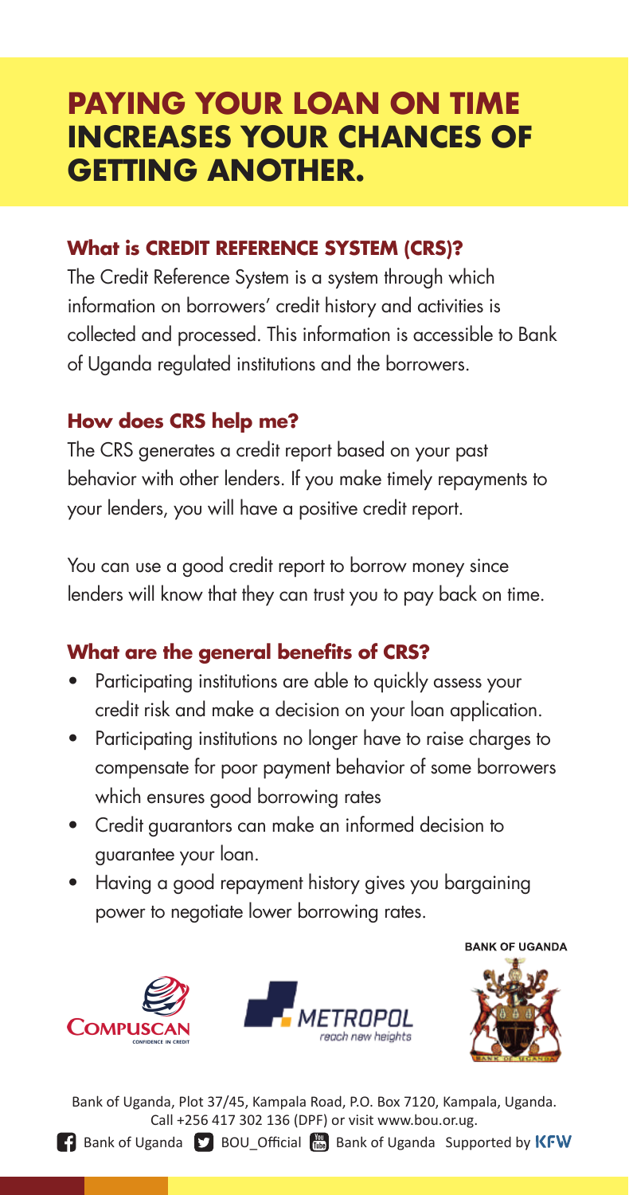# PAYING YOUR LOAN ON TIME INCREASES YOUR CHANCES OF GETTING ANOTHER.

### What is CREDIT REFERENCE SYSTEM (CRS)?

The Credit Reference System is a system through which information on borrowers' credit history and activities is collected and processed. This information is accessible to Bank of Uganda regulated institutions and the borrowers.

### How does CRS help me?

The CRS generates a credit report based on your past behavior with other lenders. If you make timely repayments to your lenders, you will have a positive credit report.

You can use a good credit report to borrow money since lenders will know that they can trust you to pay back on time.

### What are the general benefits of CRS?

- Participating institutions are able to quickly assess your credit risk and make a decision on your loan application.
- Participating institutions no longer have to raise charges to compensate for poor payment behavior of some borrowers which ensures good borrowing rates
- Credit guarantors can make an informed decision to guarantee your loan.
- Having a good repayment history gives you bargaining power to negotiate lower borrowing rates.

COMPUSCAN CONFIDENCE IN CREDIT

METROPOL reach new heights

BANK OF UGANDA

Bank of Uganda, Plot 37/45, Kampala Road, P.O. Box 7120, Kampala, Uganda.
Call +256 417 302 136 (DPF) or visit www.bou.or.ug.

Bank of Uganda  BOU_Official  Bank of Uganda  Supported by KFW